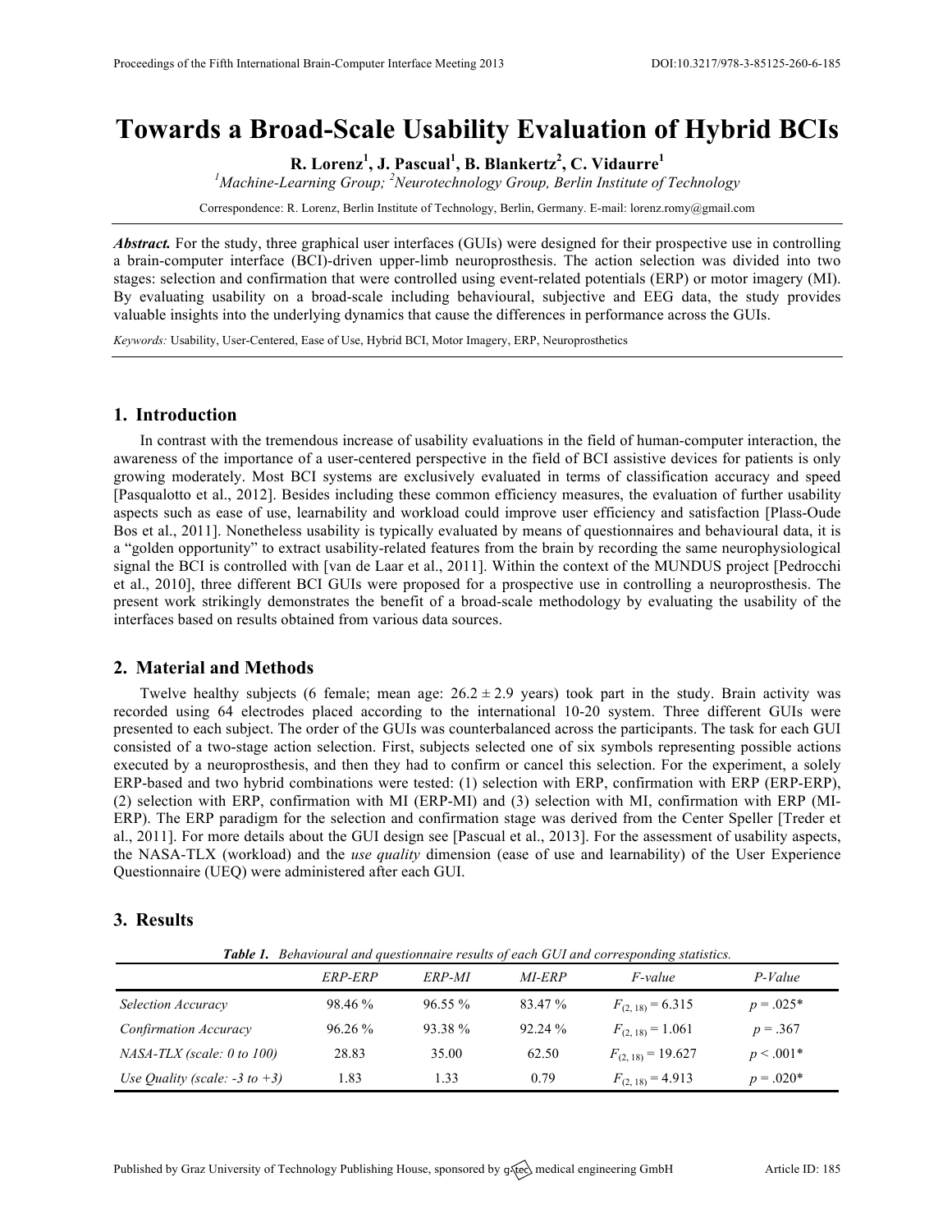# Towards a Broad-Scale Usability Evaluation of Hybrid BCIs

**R. Lorenz[1], J. Pascual[1], B. Blankertz[2], C. Vidaurre[1]**

[1]*Machine-Learning Group;* [2]*Neurotechnology Group, Berlin Institute of Technology*

Correspondence: R. Lorenz, Berlin Institute of Technology, Berlin, Germany. E-mail: lorenz.romy@gmail.com

***Abstract.*** For the study, three graphical user interfaces (GUIs) were designed for their prospective use in controlling a brain-computer interface (BCI)-driven upper-limb neuroprosthesis. The action selection was divided into two stages: selection and confirmation that were controlled using event-related potentials (ERP) or motor imagery (MI). By evaluating usability on a broad-scale including behavioural, subjective and EEG data, the study provides valuable insights into the underlying dynamics that cause the differences in performance across the GUIs.

*Keywords:* Usability, User-Centered, Ease of Use, Hybrid BCI, Motor Imagery, ERP, Neuroprosthetics

## 1. Introduction

In contrast with the tremendous increase of usability evaluations in the field of human-computer interaction, the awareness of the importance of a user-centered perspective in the field of BCI assistive devices for patients is only growing moderately. Most BCI systems are exclusively evaluated in terms of classification accuracy and speed [Pasqualotto et al., 2012]. Besides including these common efficiency measures, the evaluation of further usability aspects such as ease of use, learnability and workload could improve user efficiency and satisfaction [Plass-Oude Bos et al., 2011]. Nonetheless usability is typically evaluated by means of questionnaires and behavioural data, it is a "golden opportunity" to extract usability-related features from the brain by recording the same neurophysiological signal the BCI is controlled with [van de Laar et al., 2011]. Within the context of the MUNDUS project [Pedrocchi et al., 2010], three different BCI GUIs were proposed for a prospective use in controlling a neuroprosthesis. The present work strikingly demonstrates the benefit of a broad-scale methodology by evaluating the usability of the interfaces based on results obtained from various data sources.

## 2. Material and Methods

Twelve healthy subjects (6 female; mean age: $26.2 \pm 2.9$ years) took part in the study. Brain activity was recorded using 64 electrodes placed according to the international 10-20 system. Three different GUIs were presented to each subject. The order of the GUIs was counterbalanced across the participants. The task for each GUI consisted of a two-stage action selection. First, subjects selected one of six symbols representing possible actions executed by a neuroprosthesis, and then they had to confirm or cancel this selection. For the experiment, a solely ERP-based and two hybrid combinations were tested: (1) selection with ERP, confirmation with ERP (ERP-ERP), (2) selection with ERP, confirmation with MI (ERP-MI) and (3) selection with MI, confirmation with ERP (MI-ERP). The ERP paradigm for the selection and confirmation stage was derived from the Center Speller [Treder et al., 2011]. For more details about the GUI design see [Pascual et al., 2013]. For the assessment of usability aspects, the NASA-TLX (workload) and the *use quality* dimension (ease of use and learnability) of the User Experience Questionnaire (UEQ) were administered after each GUI.

## 3. Results

***Table 1.*** *Behavioural and questionnaire results of each GUI and corresponding statistics.*

| | *ERP-ERP* | *ERP-MI* | *MI-ERP* | *F-value* | *P-Value* |
|---|---|---|---|---|---|
| *Selection Accuracy* | 98.46 % | 96.55 % | 83.47 % | $F_{(2, 18)} = 6.315$ | $p = .025$* |
| *Confirmation Accuracy* | 96.26 % | 93.38 % | 92.24 % | $F_{(2, 18)} = 1.061$ | $p = .367$ |
| *NASA-TLX (scale: 0 to 100)* | 28.83 | 35.00 | 62.50 | $F_{(2, 18)} = 19.627$ | $p < .001$* |
| *Use Quality (scale: -3 to +3)* | 1.83 | 1.33 | 0.79 | $F_{(2, 18)} = 4.913$ | $p = .020$* |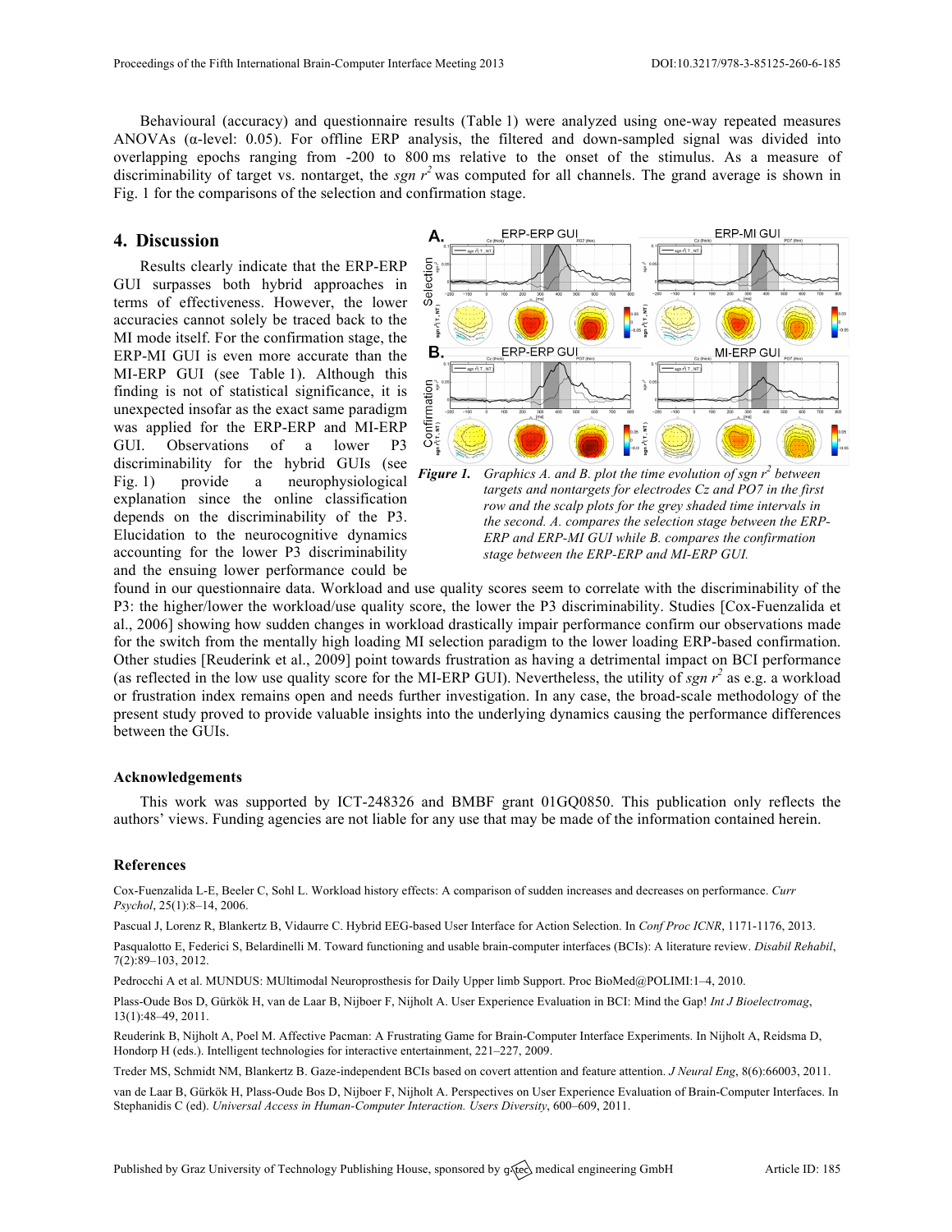Behavioural (accuracy) and questionnaire results (Table 1) were analyzed using one-way repeated measures ANOVAs (α-level: 0.05). For offline ERP analysis, the filtered and down-sampled signal was divided into overlapping epochs ranging from -200 to 800 ms relative to the onset of the stimulus. As a measure of discriminability of target vs. nontarget, the *sgn* $r^2$ was computed for all channels. The grand average is shown in Fig. 1 for the comparisons of the selection and confirmation stage.

## 4. Discussion

Results clearly indicate that the ERP-ERP GUI surpasses both hybrid approaches in terms of effectiveness. However, the lower accuracies cannot solely be traced back to the MI mode itself. For the confirmation stage, the ERP-MI GUI is even more accurate than the MI-ERP GUI (see Table 1). Although this finding is not of statistical significance, it is unexpected insofar as the exact same paradigm was applied for the ERP-ERP and MI-ERP GUI. Observations of a lower P3 discriminability for the hybrid GUIs (see Fig. 1) provide a neurophysiological explanation since the online classification depends on the discriminability of the P3. Elucidation to the neurocognitive dynamics accounting for the lower P3 discriminability and the ensuing lower performance could be found in our questionnaire data. Workload and use quality scores seem to correlate with the discriminability of the P3: the higher/lower the workload/use quality score, the lower the P3 discriminability. Studies [Cox-Fuenzalida et al., 2006] showing how sudden changes in workload drastically impair performance confirm our observations made for the switch from the mentally high loading MI selection paradigm to the lower loading ERP-based confirmation. Other studies [Reuderink et al., 2009] point towards frustration as having a detrimental impact on BCI performance (as reflected in the low use quality score for the MI-ERP GUI). Nevertheless, the utility of *sgn* $r^2$ as e.g. a workload or frustration index remains open and needs further investigation. In any case, the broad-scale methodology of the present study proved to provide valuable insights into the underlying dynamics causing the performance differences between the GUIs.

A. ERP-ERP GUI ERP-MI GUI

Selection

B. ERP-ERP GUI MI-ERP GUI

Confirmation

***Figure 1.*** *Graphics A. and B. plot the time evolution of sgn $r^2$ between targets and nontargets for electrodes Cz and PO7 in the first row and the scalp plots for the grey shaded time intervals in the second. A. compares the selection stage between the ERP-ERP and ERP-MI GUI while B. compares the confirmation stage between the ERP-ERP and MI-ERP GUI.*

### Acknowledgements

This work was supported by ICT-248326 and BMBF grant 01GQ0850. This publication only reflects the authors' views. Funding agencies are not liable for any use that may be made of the information contained herein.

### References

Cox-Fuenzalida L-E, Beeler C, Sohl L. Workload history effects: A comparison of sudden increases and decreases on performance. *Curr Psychol*, 25(1):8–14, 2006.

Pascual J, Lorenz R, Blankertz B, Vidaurre C. Hybrid EEG-based User Interface for Action Selection. In *Conf Proc ICNR*, 1171-1176, 2013.

Pasqualotto E, Federici S, Belardinelli M. Toward functioning and usable brain-computer interfaces (BCIs): A literature review. *Disabil Rehabil*, 7(2):89–103, 2012.

Pedrocchi A et al. MUNDUS: MUltimodal Neuroprosthesis for Daily Upper limb Support. Proc BioMed@POLIMI:1–4, 2010.

Plass-Oude Bos D, Gürkök H, van de Laar B, Nijboer F, Nijholt A. User Experience Evaluation in BCI: Mind the Gap! *Int J Bioelectromag*, 13(1):48–49, 2011.

Reuderink B, Nijholt A, Poel M. Affective Pacman: A Frustrating Game for Brain-Computer Interface Experiments. In Nijholt A, Reidsma D, Hondorp H (eds.). Intelligent technologies for interactive entertainment, 221–227, 2009.

Treder MS, Schmidt NM, Blankertz B. Gaze-independent BCIs based on covert attention and feature attention. *J Neural Eng*, 8(6):66003, 2011.

van de Laar B, Gürkök H, Plass-Oude Bos D, Nijboer F, Nijholt A. Perspectives on User Experience Evaluation of Brain-Computer Interfaces. In Stephanidis C (ed). *Universal Access in Human-Computer Interaction. Users Diversity*, 600–609, 2011.